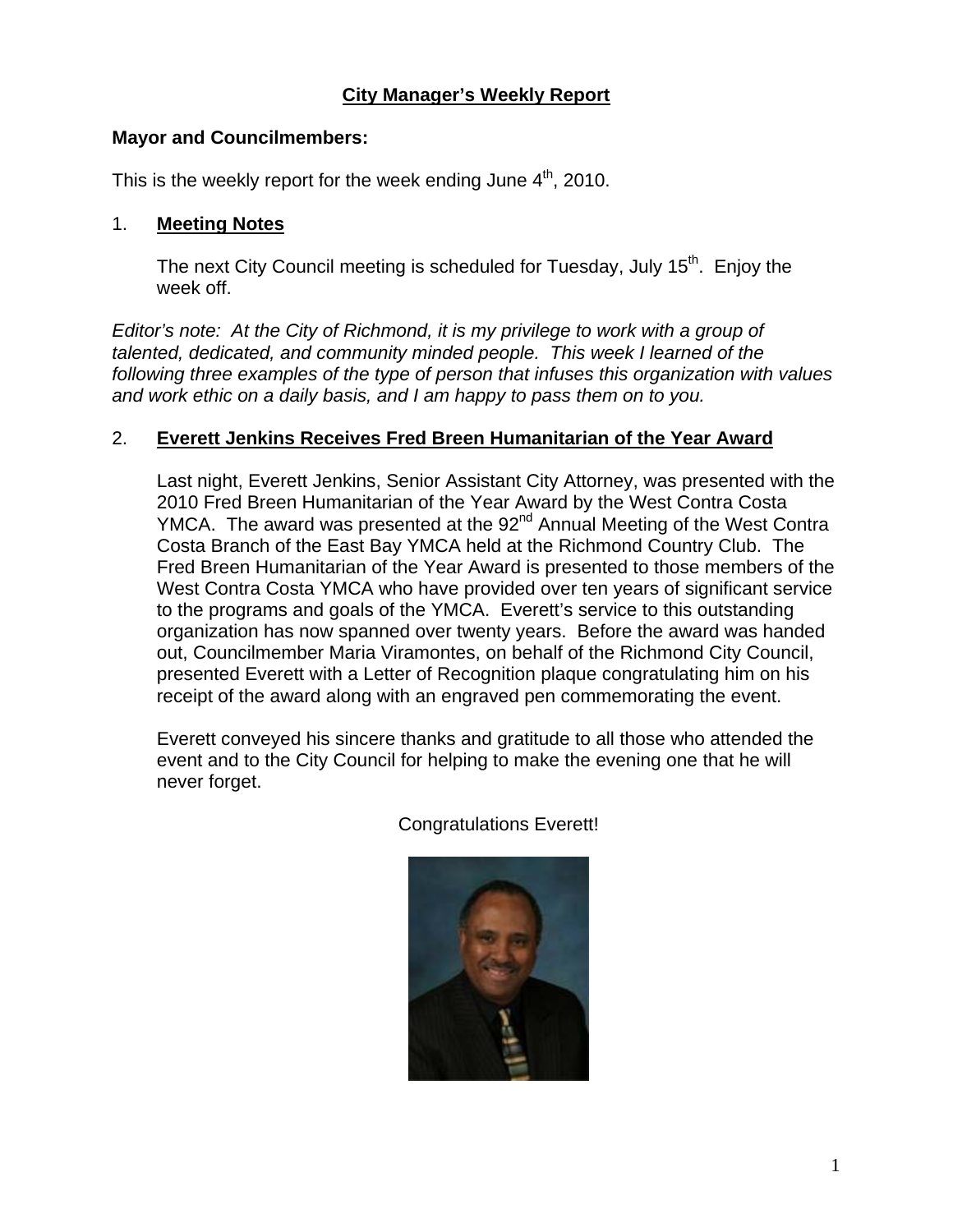# City Manager's Weekly Report

**Mayor and Councilmembers:**

This is the weekly report for the week ending June 4th, 2010.

## 1. Meeting Notes

The next City Council meeting is scheduled for Tuesday, July 15th. Enjoy the week off.

*Editor's note: At the City of Richmond, it is my privilege to work with a group of talented, dedicated, and community minded people. This week I learned of the following three examples of the type of person that infuses this organization with values and work ethic on a daily basis, and I am happy to pass them on to you.*

## 2. Everett Jenkins Receives Fred Breen Humanitarian of the Year Award

Last night, Everett Jenkins, Senior Assistant City Attorney, was presented with the 2010 Fred Breen Humanitarian of the Year Award by the West Contra Costa YMCA. The award was presented at the 92nd Annual Meeting of the West Contra Costa Branch of the East Bay YMCA held at the Richmond Country Club. The Fred Breen Humanitarian of the Year Award is presented to those members of the West Contra Costa YMCA who have provided over ten years of significant service to the programs and goals of the YMCA. Everett's service to this outstanding organization has now spanned over twenty years. Before the award was handed out, Councilmember Maria Viramontes, on behalf of the Richmond City Council, presented Everett with a Letter of Recognition plaque congratulating him on his receipt of the award along with an engraved pen commemorating the event.

Everett conveyed his sincere thanks and gratitude to all those who attended the event and to the City Council for helping to make the evening one that he will never forget.

Congratulations Everett!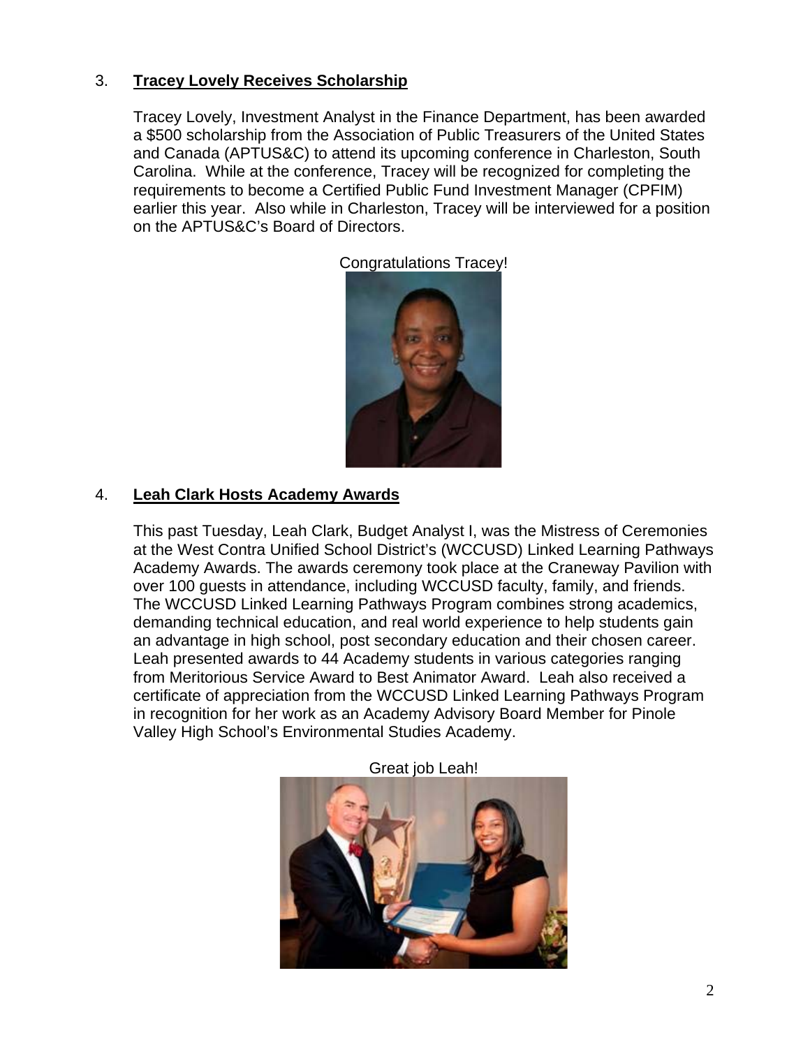3. **Tracey Lovely Receives Scholarship**

Tracey Lovely, Investment Analyst in the Finance Department, has been awarded a $500 scholarship from the Association of Public Treasurers of the United States and Canada (APTUS&C) to attend its upcoming conference in Charleston, South Carolina. While at the conference, Tracey will be recognized for completing the requirements to become a Certified Public Fund Investment Manager (CPFIM) earlier this year. Also while in Charleston, Tracey will be interviewed for a position on the APTUS&C's Board of Directors.

Congratulations Tracey!

4. **Leah Clark Hosts Academy Awards**

This past Tuesday, Leah Clark, Budget Analyst I, was the Mistress of Ceremonies at the West Contra Unified School District's (WCCUSD) Linked Learning Pathways Academy Awards. The awards ceremony took place at the Craneway Pavilion with over 100 guests in attendance, including WCCUSD faculty, family, and friends. The WCCUSD Linked Learning Pathways Program combines strong academics, demanding technical education, and real world experience to help students gain an advantage in high school, post secondary education and their chosen career. Leah presented awards to 44 Academy students in various categories ranging from Meritorious Service Award to Best Animator Award. Leah also received a certificate of appreciation from the WCCUSD Linked Learning Pathways Program in recognition for her work as an Academy Advisory Board Member for Pinole Valley High School's Environmental Studies Academy.

Great job Leah!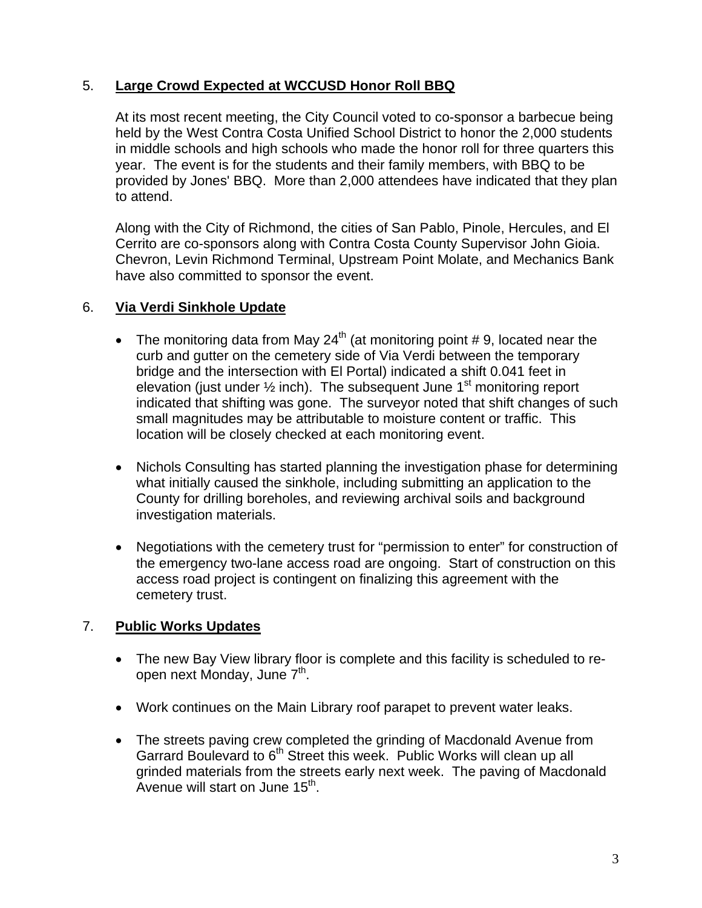5. **<u>Large Crowd Expected at WCCUSD Honor Roll BBQ</u>**

At its most recent meeting, the City Council voted to co-sponsor a barbecue being held by the West Contra Costa Unified School District to honor the 2,000 students in middle schools and high schools who made the honor roll for three quarters this year. The event is for the students and their family members, with BBQ to be provided by Jones' BBQ. More than 2,000 attendees have indicated that they plan to attend.

Along with the City of Richmond, the cities of San Pablo, Pinole, Hercules, and El Cerrito are co-sponsors along with Contra Costa County Supervisor John Gioia. Chevron, Levin Richmond Terminal, Upstream Point Molate, and Mechanics Bank have also committed to sponsor the event.

6. **<u>Via Verdi Sinkhole Update</u>**

- The monitoring data from May 24th (at monitoring point # 9, located near the curb and gutter on the cemetery side of Via Verdi between the temporary bridge and the intersection with El Portal) indicated a shift 0.041 feet in elevation (just under ½ inch). The subsequent June 1st monitoring report indicated that shifting was gone. The surveyor noted that shift changes of such small magnitudes may be attributable to moisture content or traffic. This location will be closely checked at each monitoring event.

- Nichols Consulting has started planning the investigation phase for determining what initially caused the sinkhole, including submitting an application to the County for drilling boreholes, and reviewing archival soils and background investigation materials.

- Negotiations with the cemetery trust for "permission to enter" for construction of the emergency two-lane access road are ongoing. Start of construction on this access road project is contingent on finalizing this agreement with the cemetery trust.

7. **<u>Public Works Updates</u>**

- The new Bay View library floor is complete and this facility is scheduled to re-open next Monday, June 7th.

- Work continues on the Main Library roof parapet to prevent water leaks.

- The streets paving crew completed the grinding of Macdonald Avenue from Garrard Boulevard to 6th Street this week. Public Works will clean up all grinded materials from the streets early next week. The paving of Macdonald Avenue will start on June 15th.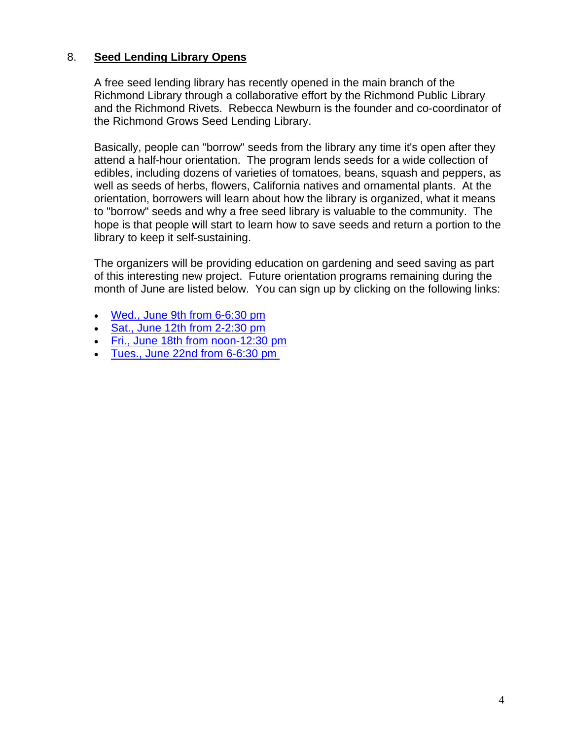## 8. **Seed Lending Library Opens**

A free seed lending library has recently opened in the main branch of the Richmond Library through a collaborative effort by the Richmond Public Library and the Richmond Rivets. Rebecca Newburn is the founder and co-coordinator of the Richmond Grows Seed Lending Library.

Basically, people can "borrow" seeds from the library any time it's open after they attend a half-hour orientation. The program lends seeds for a wide collection of edibles, including dozens of varieties of tomatoes, beans, squash and peppers, as well as seeds of herbs, flowers, California natives and ornamental plants. At the orientation, borrowers will learn about how the library is organized, what it means to "borrow" seeds and why a free seed library is valuable to the community. The hope is that people will start to learn how to save seeds and return a portion to the library to keep it self-sustaining.

The organizers will be providing education on gardening and seed saving as part of this interesting new project. Future orientation programs remaining during the month of June are listed below. You can sign up by clicking on the following links:

- Wed., June 9th from 6-6:30 pm
- Sat., June 12th from 2-2:30 pm
- Fri., June 18th from noon-12:30 pm
- Tues., June 22nd from 6-6:30 pm